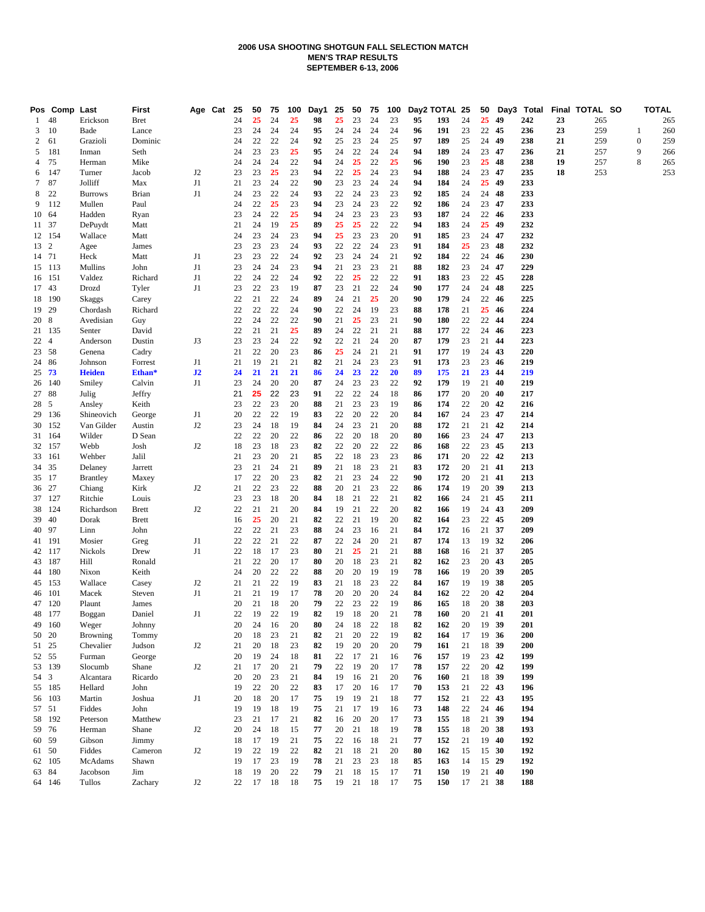# 2006 USA SHOOTING SHOTGUN FALL SELECTION MATCH
## MEN'S TRAP RESULTS
### SEPTEMBER 6-13, 2006

| Pos | Comp | Last | First | Age | Cat | 25 | 50 | 75 | 100 | Day1 | 25 | 50 | 75 | 100 | Day2 | TOTAL | 25 | 50 | Day3 | Total | Final | TOTAL | SO | TOTAL |
|---|---|---|---|---|---|---|---|---|---|---|---|---|---|---|---|---|---|---|---|---|---|---|---|---|
| 1 | 48 | Erickson | Bret | | | 24 | 25 | 24 | 25 | 98 | 25 | 23 | 24 | 23 | 95 | 193 | 24 | 25 | 49 | 242 | 23 | 265 | | 265 |
| 3 | 10 | Bade | Lance | | | 23 | 24 | 24 | 24 | 95 | 24 | 24 | 24 | 24 | 96 | 191 | 23 | 22 | 45 | 236 | 23 | 259 | 1 | 260 |
| 2 | 61 | Grazioli | Dominic | | | 24 | 22 | 22 | 24 | 92 | 25 | 23 | 24 | 25 | 97 | 189 | 25 | 24 | 49 | 238 | 21 | 259 | 0 | 259 |
| 5 | 181 | Inman | Seth | | | 24 | 23 | 23 | 25 | 95 | 24 | 22 | 24 | 24 | 94 | 189 | 24 | 23 | 47 | 236 | 21 | 257 | 9 | 266 |
| 4 | 75 | Herman | Mike | | | 24 | 24 | 24 | 22 | 94 | 24 | 25 | 22 | 25 | 96 | 190 | 23 | 25 | 48 | 238 | 19 | 257 | 8 | 265 |
| 6 | 147 | Turner | Jacob | J2 | | 23 | 23 | 25 | 23 | 94 | 22 | 25 | 24 | 23 | 94 | 188 | 24 | 23 | 47 | 235 | 18 | 253 | | 253 |
| 7 | 87 | Jolliff | Max | J1 | | 21 | 23 | 24 | 22 | 90 | 23 | 23 | 24 | 24 | 94 | 184 | 24 | 25 | 49 | 233 | | | | |
| 8 | 22 | Burrows | Brian | J1 | | 24 | 23 | 22 | 24 | 93 | 22 | 24 | 23 | 23 | 92 | 185 | 24 | 24 | 48 | 233 | | | | |
| 9 | 112 | Mullen | Paul | | | 24 | 22 | 25 | 23 | 94 | 23 | 24 | 23 | 22 | 92 | 186 | 24 | 23 | 47 | 233 | | | | |
| 10 | 64 | Hadden | Ryan | | | 23 | 24 | 22 | 25 | 94 | 24 | 23 | 23 | 23 | 93 | 187 | 24 | 22 | 46 | 233 | | | | |
| 11 | 37 | DePuydt | Matt | | | 21 | 24 | 19 | 25 | 89 | 25 | 25 | 22 | 22 | 94 | 183 | 24 | 25 | 49 | 232 | | | | |
| 12 | 154 | Wallace | Matt | | | 24 | 23 | 24 | 23 | 94 | 25 | 23 | 23 | 20 | 91 | 185 | 23 | 24 | 47 | 232 | | | | |
| 13 | 2 | Agee | James | | | 23 | 23 | 23 | 24 | 93 | 22 | 22 | 24 | 23 | 91 | 184 | 25 | 23 | 48 | 232 | | | | |
| 14 | 71 | Heck | Matt | J1 | | 23 | 23 | 22 | 24 | 92 | 23 | 24 | 24 | 21 | 92 | 184 | 22 | 24 | 46 | 230 | | | | |
| 15 | 113 | Mullins | John | J1 | | 23 | 24 | 24 | 23 | 94 | 21 | 23 | 23 | 21 | 88 | 182 | 23 | 24 | 47 | 229 | | | | |
| 16 | 151 | Valdez | Richard | J1 | | 22 | 24 | 22 | 24 | 92 | 22 | 25 | 22 | 22 | 91 | 183 | 23 | 22 | 45 | 228 | | | | |
| 17 | 43 | Drozd | Tyler | J1 | | 23 | 22 | 23 | 19 | 87 | 23 | 21 | 22 | 24 | 90 | 177 | 24 | 24 | 48 | 225 | | | | |
| 18 | 190 | Skaggs | Carey | | | 22 | 21 | 22 | 24 | 89 | 24 | 21 | 25 | 20 | 90 | 179 | 24 | 22 | 46 | 225 | | | | |
| 19 | 29 | Chordash | Richard | | | 22 | 22 | 22 | 24 | 90 | 22 | 24 | 19 | 23 | 88 | 178 | 21 | 25 | 46 | 224 | | | | |
| 20 | 8 | Avedisian | Guy | | | 22 | 24 | 22 | 22 | 90 | 21 | 25 | 23 | 21 | 90 | 180 | 22 | 22 | 44 | 224 | | | | |
| 21 | 135 | Senter | David | | | 22 | 21 | 21 | 25 | 89 | 24 | 22 | 21 | 21 | 88 | 177 | 22 | 24 | 46 | 223 | | | | |
| 22 | 4 | Anderson | Dustin | J3 | | 23 | 23 | 24 | 22 | 92 | 22 | 21 | 24 | 20 | 87 | 179 | 23 | 21 | 44 | 223 | | | | |
| 23 | 58 | Genena | Cadry | | | 21 | 22 | 20 | 23 | 86 | 25 | 24 | 21 | 21 | 91 | 177 | 19 | 24 | 43 | 220 | | | | |
| 24 | 86 | Johnson | Forrest | J1 | | 21 | 19 | 21 | 21 | 82 | 21 | 24 | 23 | 23 | 91 | 173 | 23 | 23 | 46 | 219 | | | | |
| 25 | 73 | Heiden | Ethan* | J2 | | 24 | 21 | 21 | 21 | 86 | 24 | 23 | 22 | 20 | 89 | 175 | 21 | 23 | 44 | 219 | | | | |
| 26 | 140 | Smiley | Calvin | J1 | | 23 | 24 | 20 | 20 | 87 | 24 | 23 | 23 | 22 | 92 | 179 | 19 | 21 | 40 | 219 | | | | |
| 27 | 88 | Julig | Jeffry | | | 21 | 25 | 22 | 23 | 91 | 22 | 22 | 24 | 18 | 86 | 177 | 20 | 20 | 40 | 217 | | | | |
| 28 | 5 | Ansley | Keith | | | 23 | 22 | 23 | 20 | 88 | 21 | 23 | 23 | 19 | 86 | 174 | 22 | 20 | 42 | 216 | | | | |
| 29 | 136 | Shineovich | George | J1 | | 20 | 22 | 22 | 19 | 83 | 22 | 20 | 22 | 20 | 84 | 167 | 24 | 23 | 47 | 214 | | | | |
| 30 | 152 | Van Gilder | Austin | J2 | | 23 | 24 | 18 | 19 | 84 | 24 | 23 | 21 | 20 | 88 | 172 | 21 | 21 | 42 | 214 | | | | |
| 31 | 164 | Wilder | D Sean | | | 22 | 22 | 20 | 22 | 86 | 22 | 20 | 18 | 20 | 80 | 166 | 23 | 24 | 47 | 213 | | | | |
| 32 | 157 | Webb | Josh | J2 | | 18 | 23 | 18 | 23 | 82 | 22 | 20 | 22 | 22 | 86 | 168 | 22 | 23 | 45 | 213 | | | | |
| 33 | 161 | Wehber | Jalil | | | 21 | 23 | 20 | 21 | 85 | 22 | 18 | 23 | 23 | 86 | 171 | 20 | 22 | 42 | 213 | | | | |
| 34 | 35 | Delaney | Jarrett | | | 23 | 21 | 24 | 21 | 89 | 21 | 18 | 23 | 21 | 83 | 172 | 20 | 21 | 41 | 213 | | | | |
| 35 | 17 | Brantley | Maxey | | | 17 | 22 | 20 | 23 | 82 | 21 | 23 | 24 | 22 | 90 | 172 | 20 | 21 | 41 | 213 | | | | |
| 36 | 27 | Chiang | Kirk | J2 | | 21 | 22 | 23 | 22 | 88 | 20 | 21 | 23 | 22 | 86 | 174 | 19 | 20 | 39 | 213 | | | | |
| 37 | 127 | Ritchie | Louis | | | 23 | 23 | 18 | 20 | 84 | 18 | 21 | 22 | 21 | 82 | 166 | 24 | 21 | 45 | 211 | | | | |
| 38 | 124 | Richardson | Brett | J2 | | 22 | 21 | 21 | 20 | 84 | 19 | 21 | 22 | 20 | 82 | 166 | 19 | 24 | 43 | 209 | | | | |
| 39 | 40 | Dorak | Brett | | | 16 | 25 | 20 | 21 | 82 | 22 | 21 | 19 | 20 | 82 | 164 | 23 | 22 | 45 | 209 | | | | |
| 40 | 97 | Linn | John | | | 22 | 22 | 21 | 23 | 88 | 24 | 23 | 16 | 21 | 84 | 172 | 16 | 21 | 37 | 209 | | | | |
| 41 | 191 | Mosier | Greg | J1 | | 22 | 22 | 21 | 22 | 87 | 22 | 24 | 20 | 21 | 87 | 174 | 13 | 19 | 32 | 206 | | | | |
| 42 | 117 | Nickols | Drew | J1 | | 22 | 18 | 17 | 23 | 80 | 21 | 25 | 21 | 21 | 88 | 168 | 16 | 21 | 37 | 205 | | | | |
| 43 | 187 | Hill | Ronald | | | 21 | 22 | 20 | 17 | 80 | 20 | 18 | 23 | 21 | 82 | 162 | 23 | 20 | 43 | 205 | | | | |
| 44 | 180 | Nixon | Keith | | | 24 | 20 | 22 | 22 | 88 | 20 | 20 | 19 | 19 | 78 | 166 | 19 | 20 | 39 | 205 | | | | |
| 45 | 153 | Wallace | Casey | J2 | | 21 | 21 | 22 | 19 | 83 | 21 | 18 | 23 | 22 | 84 | 167 | 19 | 19 | 38 | 205 | | | | |
| 46 | 101 | Macek | Steven | J1 | | 21 | 21 | 19 | 17 | 78 | 20 | 20 | 20 | 24 | 84 | 162 | 22 | 20 | 42 | 204 | | | | |
| 47 | 120 | Plaunt | James | | | 20 | 21 | 18 | 20 | 79 | 22 | 23 | 22 | 19 | 86 | 165 | 18 | 20 | 38 | 203 | | | | |
| 48 | 177 | Boggan | Daniel | J1 | | 22 | 19 | 22 | 19 | 82 | 19 | 18 | 20 | 21 | 78 | 160 | 20 | 21 | 41 | 201 | | | | |
| 49 | 160 | Weger | Johnny | | | 20 | 24 | 16 | 20 | 80 | 24 | 18 | 22 | 18 | 82 | 162 | 20 | 19 | 39 | 201 | | | | |
| 50 | 20 | Browning | Tommy | | | 20 | 18 | 23 | 21 | 82 | 21 | 20 | 22 | 19 | 82 | 164 | 17 | 19 | 36 | 200 | | | | |
| 51 | 25 | Chevalier | Judson | J2 | | 21 | 20 | 18 | 23 | 82 | 19 | 20 | 20 | 20 | 79 | 161 | 21 | 18 | 39 | 200 | | | | |
| 52 | 55 | Furman | George | | | 20 | 19 | 24 | 18 | 81 | 22 | 17 | 21 | 16 | 76 | 157 | 19 | 23 | 42 | 199 | | | | |
| 53 | 139 | Slocumb | Shane | J2 | | 21 | 17 | 20 | 21 | 79 | 22 | 19 | 20 | 17 | 78 | 157 | 22 | 20 | 42 | 199 | | | | |
| 54 | 3 | Alcantara | Ricardo | | | 20 | 20 | 23 | 21 | 84 | 19 | 16 | 21 | 20 | 76 | 160 | 21 | 18 | 39 | 199 | | | | |
| 55 | 185 | Hellard | John | | | 19 | 22 | 20 | 22 | 83 | 17 | 20 | 16 | 17 | 70 | 153 | 21 | 22 | 43 | 196 | | | | |
| 56 | 103 | Martin | Joshua | J1 | | 20 | 18 | 20 | 17 | 75 | 19 | 19 | 21 | 18 | 77 | 152 | 21 | 22 | 43 | 195 | | | | |
| 57 | 51 | Fiddes | John | | | 19 | 19 | 18 | 19 | 75 | 21 | 17 | 19 | 16 | 73 | 148 | 22 | 24 | 46 | 194 | | | | |
| 58 | 192 | Peterson | Matthew | | | 23 | 21 | 17 | 21 | 82 | 16 | 20 | 20 | 17 | 73 | 155 | 18 | 21 | 39 | 194 | | | | |
| 59 | 76 | Herman | Shane | J2 | | 20 | 24 | 18 | 15 | 77 | 20 | 21 | 18 | 19 | 78 | 155 | 18 | 20 | 38 | 193 | | | | |
| 60 | 59 | Gibson | Jimmy | | | 18 | 17 | 19 | 21 | 75 | 22 | 16 | 18 | 21 | 77 | 152 | 21 | 19 | 40 | 192 | | | | |
| 61 | 50 | Fiddes | Cameron | J2 | | 19 | 22 | 19 | 22 | 82 | 21 | 18 | 21 | 20 | 80 | 162 | 15 | 15 | 30 | 192 | | | | |
| 62 | 105 | McAdams | Shawn | | | 19 | 17 | 23 | 19 | 78 | 21 | 23 | 23 | 18 | 85 | 163 | 14 | 15 | 29 | 192 | | | | |
| 63 | 84 | Jacobson | Jim | | | 18 | 19 | 20 | 22 | 79 | 21 | 18 | 15 | 17 | 71 | 150 | 19 | 21 | 40 | 190 | | | | |
| 64 | 146 | Tullos | Zachary | J2 | | 22 | 17 | 18 | 18 | 75 | 19 | 21 | 18 | 17 | 75 | 150 | 17 | 21 | 38 | 188 | | | | |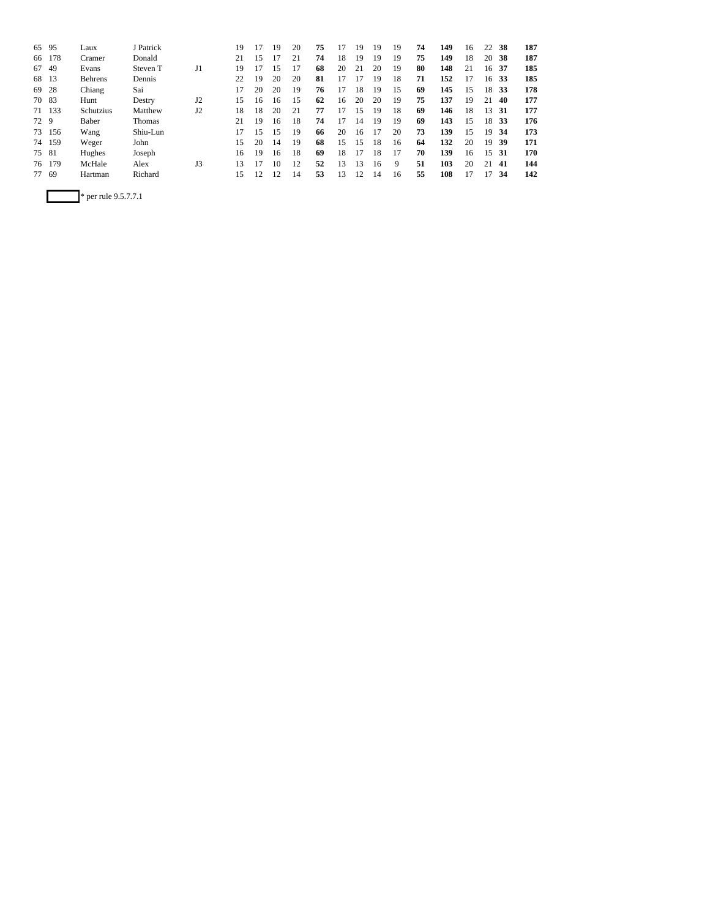| | | | | | | | | | | | | | | | | | | | | |
|---|---|---|---|---|---|---|---|---|---|---|---|---|---|---|---|---|---|---|---|---|
| 65 | 95 | Laux | J Patrick | | 19 | 17 | 19 | 20 | **75** | 17 | 19 | 19 | 19 | **74** | **149** | 16 | 22 | **38** | **187** |
| 66 | 178 | Cramer | Donald | | 21 | 15 | 17 | 21 | **74** | 18 | 19 | 19 | 19 | **75** | **149** | 18 | 20 | **38** | **187** |
| 67 | 49 | Evans | Steven T | J1 | 19 | 17 | 15 | 17 | **68** | 20 | 21 | 20 | 19 | **80** | **148** | 21 | 16 | **37** | **185** |
| 68 | 13 | Behrens | Dennis | | 22 | 19 | 20 | 20 | **81** | 17 | 17 | 19 | 18 | **71** | **152** | 17 | 16 | **33** | **185** |
| 69 | 28 | Chiang | Sai | | 17 | 20 | 20 | 19 | **76** | 17 | 18 | 19 | 15 | **69** | **145** | 15 | 18 | **33** | **178** |
| 70 | 83 | Hunt | Destry | J2 | 15 | 16 | 16 | 15 | **62** | 16 | 20 | 20 | 19 | **75** | **137** | 19 | 21 | **40** | **177** |
| 71 | 133 | Schutzius | Matthew | J2 | 18 | 18 | 20 | 21 | **77** | 17 | 15 | 19 | 18 | **69** | **146** | 18 | 13 | **31** | **177** |
| 72 | 9 | Baber | Thomas | | 21 | 19 | 16 | 18 | **74** | 17 | 14 | 19 | 19 | **69** | **143** | 15 | 18 | **33** | **176** |
| 73 | 156 | Wang | Shiu-Lun | | 17 | 15 | 15 | 19 | **66** | 20 | 16 | 17 | 20 | **73** | **139** | 15 | 19 | **34** | **173** |
| 74 | 159 | Weger | John | | 15 | 20 | 14 | 19 | **68** | 15 | 15 | 18 | 16 | **64** | **132** | 20 | 19 | **39** | **171** |
| 75 | 81 | Hughes | Joseph | | 16 | 19 | 16 | 18 | **69** | 18 | 17 | 18 | 17 | **70** | **139** | 16 | 15 | **31** | **170** |
| 76 | 179 | McHale | Alex | J3 | 13 | 17 | 10 | 12 | **52** | 13 | 13 | 16 | 9 | **51** | **103** | 20 | 21 | **41** | **144** |
| 77 | 69 | Hartman | Richard | | 15 | 12 | 12 | 14 | **53** | 13 | 12 | 14 | 16 | **55** | **108** | 17 | 17 | **34** | **142** |

* per rule 9.5.7.7.1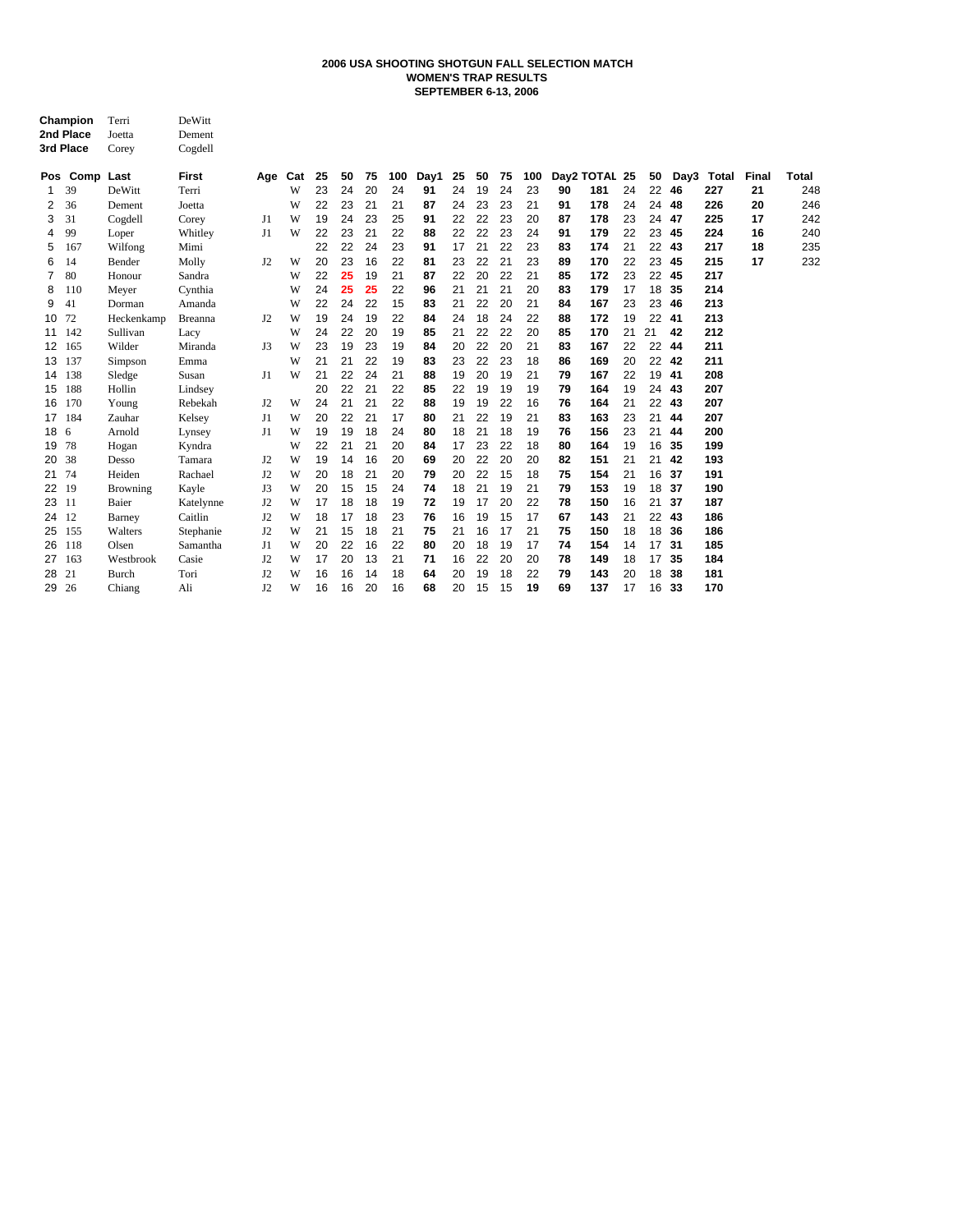**2006 USA SHOOTING SHOTGUN FALL SELECTION MATCH**
**WOMEN'S TRAP RESULTS**
**SEPTEMBER 6-13, 2006**

| | | |
|---|---|---|
| **Champion** | Terri | DeWitt |
| **2nd Place** | Joetta | Dement |
| **3rd Place** | Corey | Cogdell |

| Pos | Comp | Last | First | Age | Cat | 25 | 50 | 75 | 100 | Day1 | 25 | 50 | 75 | 100 | Day2 | TOTAL | 25 | 50 | Day3 | Total | Final | Total |
|---|---|---|---|---|---|---|---|---|---|---|---|---|---|---|---|---|---|---|---|---|---|---|
| 1 | 39 | DeWitt | Terri | | W | 23 | 24 | 20 | 24 | **91** | 24 | 19 | 24 | 23 | **90** | **181** | 24 | 22 | **46** | **227** | **21** | 248 |
| 2 | 36 | Dement | Joetta | | W | 22 | 23 | 21 | 21 | **87** | 24 | 23 | 23 | 21 | **91** | **178** | 24 | 24 | **48** | **226** | **20** | 246 |
| 3 | 31 | Cogdell | Corey | J1 | W | 19 | 24 | 23 | 25 | **91** | 22 | 22 | 23 | 20 | **87** | **178** | 23 | 24 | **47** | **225** | **17** | 242 |
| 4 | 99 | Loper | Whitley | J1 | W | 22 | 23 | 21 | 22 | **88** | 22 | 22 | 23 | 24 | **91** | **179** | 22 | 23 | **45** | **224** | **16** | 240 |
| 5 | 167 | Wilfong | Mimi | | | 22 | 22 | 24 | 23 | **91** | 17 | 21 | 22 | 23 | **83** | **174** | 21 | 22 | **43** | **217** | **18** | 235 |
| 6 | 14 | Bender | Molly | J2 | W | 20 | 23 | 16 | 22 | **81** | 23 | 22 | 21 | 23 | **89** | **170** | 22 | 23 | **45** | **215** | **17** | 232 |
| 7 | 80 | Honour | Sandra | | W | 22 | **25** | 19 | 21 | **87** | 22 | 20 | 22 | 21 | **85** | **172** | 23 | 22 | **45** | **217** | | |
| 8 | 110 | Meyer | Cynthia | | W | 24 | **25** | **25** | 22 | **96** | 21 | 21 | 21 | 20 | **83** | **179** | 17 | 18 | **35** | **214** | | |
| 9 | 41 | Dorman | Amanda | | W | 22 | 24 | 22 | 15 | **83** | 21 | 22 | 20 | 21 | **84** | **167** | 23 | 23 | **46** | **213** | | |
| 10 | 72 | Heckenkamp | Breanna | J2 | W | 19 | 24 | 19 | 22 | **84** | 24 | 18 | 24 | 22 | **88** | **172** | 19 | 22 | **41** | **213** | | |
| 11 | 142 | Sullivan | Lacy | | W | 24 | 22 | 20 | 19 | **85** | 21 | 22 | 22 | 20 | **85** | **170** | 21 | 21 | **42** | **212** | | |
| 12 | 165 | Wilder | Miranda | J3 | W | 23 | 19 | 23 | 19 | **84** | 20 | 22 | 20 | 21 | **83** | **167** | 22 | 22 | **44** | **211** | | |
| 13 | 137 | Simpson | Emma | | W | 21 | 21 | 22 | 19 | **83** | 23 | 22 | 23 | 18 | **86** | **169** | 20 | 22 | **42** | **211** | | |
| 14 | 138 | Sledge | Susan | J1 | W | 21 | 22 | 24 | 21 | **88** | 19 | 20 | 19 | 21 | **79** | **167** | 22 | 19 | **41** | **208** | | |
| 15 | 188 | Hollin | Lindsey | | | 20 | 22 | 21 | 22 | **85** | 22 | 19 | 19 | 19 | **79** | **164** | 19 | 24 | **43** | **207** | | |
| 16 | 170 | Young | Rebekah | J2 | W | 24 | 21 | 21 | 22 | **88** | 19 | 19 | 22 | 16 | **76** | **164** | 21 | 22 | **43** | **207** | | |
| 17 | 184 | Zauhar | Kelsey | J1 | W | 20 | 22 | 21 | 17 | **80** | 21 | 22 | 19 | 21 | **83** | **163** | 23 | 21 | **44** | **207** | | |
| 18 | 6 | Arnold | Lynsey | J1 | W | 19 | 19 | 18 | 24 | **80** | 18 | 21 | 18 | 19 | **76** | **156** | 23 | 21 | **44** | **200** | | |
| 19 | 78 | Hogan | Kyndra | | W | 22 | 21 | 21 | 20 | **84** | 17 | 23 | 22 | 18 | **80** | **164** | 19 | 16 | **35** | **199** | | |
| 20 | 38 | Desso | Tamara | J2 | W | 19 | 14 | 16 | 20 | **69** | 20 | 22 | 20 | 20 | **82** | **151** | 21 | 21 | **42** | **193** | | |
| 21 | 74 | Heiden | Rachael | J2 | W | 20 | 18 | 21 | 20 | **79** | 20 | 22 | 15 | 18 | **75** | **154** | 21 | 16 | **37** | **191** | | |
| 22 | 19 | Browning | Kayle | J3 | W | 20 | 15 | 15 | 24 | **74** | 18 | 21 | 19 | 21 | **79** | **153** | 19 | 18 | **37** | **190** | | |
| 23 | 11 | Baier | Katelynne | J2 | W | 17 | 18 | 18 | 19 | **72** | 19 | 17 | 20 | 22 | **78** | **150** | 16 | 21 | **37** | **187** | | |
| 24 | 12 | Barney | Caitlin | J2 | W | 18 | 17 | 18 | 23 | **76** | 16 | 19 | 15 | 17 | **67** | **143** | 21 | 22 | **43** | **186** | | |
| 25 | 155 | Walters | Stephanie | J2 | W | 21 | 15 | 18 | 21 | **75** | 21 | 16 | 17 | 21 | **75** | **150** | 18 | 18 | **36** | **186** | | |
| 26 | 118 | Olsen | Samantha | J1 | W | 20 | 22 | 16 | 22 | **80** | 20 | 18 | 19 | 17 | **74** | **154** | 14 | 17 | **31** | **185** | | |
| 27 | 163 | Westbrook | Casie | J2 | W | 17 | 20 | 13 | 21 | **71** | 16 | 22 | 20 | 20 | **78** | **149** | 18 | 17 | **35** | **184** | | |
| 28 | 21 | Burch | Tori | J2 | W | 16 | 16 | 14 | 18 | **64** | 20 | 19 | 18 | 22 | **79** | **143** | 20 | 18 | **38** | **181** | | |
| 29 | 26 | Chiang | Ali | J2 | W | 16 | 16 | 20 | 16 | **68** | 20 | 15 | 15 | **19** | **69** | **137** | 17 | 16 | **33** | **170** | | |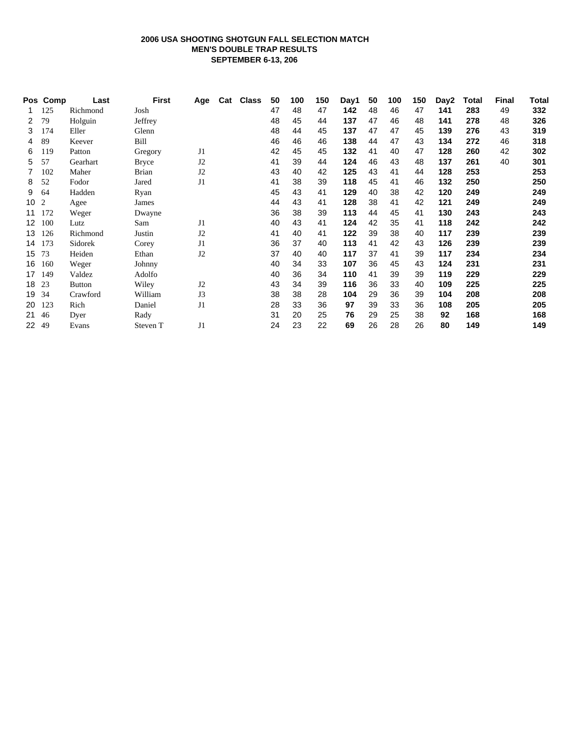**2006 USA SHOOTING SHOTGUN FALL SELECTION MATCH**
**MEN'S DOUBLE TRAP RESULTS**
**SEPTEMBER 6-13, 206**

| Pos | Comp | Last | First | Age | Cat | Class | 50 | 100 | 150 | Day1 | 50 | 100 | 150 | Day2 | Total | Final | Total |
|---|---|---|---|---|---|---|---|---|---|---|---|---|---|---|---|---|---|
| 1 | 125 | Richmond | Josh | | | | 47 | 48 | 47 | **142** | 48 | 46 | 47 | **141** | **283** | 49 | **332** |
| 2 | 79 | Holguin | Jeffrey | | | | 48 | 45 | 44 | **137** | 47 | 46 | 48 | **141** | **278** | 48 | **326** |
| 3 | 174 | Eller | Glenn | | | | 48 | 44 | 45 | **137** | 47 | 47 | 45 | **139** | **276** | 43 | **319** |
| 4 | 89 | Keever | Bill | | | | 46 | 46 | 46 | **138** | 44 | 47 | 43 | **134** | **272** | 46 | **318** |
| 6 | 119 | Patton | Gregory | J1 | | | 42 | 45 | 45 | **132** | 41 | 40 | 47 | **128** | **260** | 42 | **302** |
| 5 | 57 | Gearhart | Bryce | J2 | | | 41 | 39 | 44 | **124** | 46 | 43 | 48 | **137** | **261** | 40 | **301** |
| 7 | 102 | Maher | Brian | J2 | | | 43 | 40 | 42 | **125** | 43 | 41 | 44 | **128** | **253** | | **253** |
| 8 | 52 | Fodor | Jared | J1 | | | 41 | 38 | 39 | **118** | 45 | 41 | 46 | **132** | **250** | | **250** |
| 9 | 64 | Hadden | Ryan | | | | 45 | 43 | 41 | **129** | 40 | 38 | 42 | **120** | **249** | | **249** |
| 10 | 2 | Agee | James | | | | 44 | 43 | 41 | **128** | 38 | 41 | 42 | **121** | **249** | | **249** |
| 11 | 172 | Weger | Dwayne | | | | 36 | 38 | 39 | **113** | 44 | 45 | 41 | **130** | **243** | | **243** |
| 12 | 100 | Lutz | Sam | J1 | | | 40 | 43 | 41 | **124** | 42 | 35 | 41 | **118** | **242** | | **242** |
| 13 | 126 | Richmond | Justin | J2 | | | 41 | 40 | 41 | **122** | 39 | 38 | 40 | **117** | **239** | | **239** |
| 14 | 173 | Sidorek | Corey | J1 | | | 36 | 37 | 40 | **113** | 41 | 42 | 43 | **126** | **239** | | **239** |
| 15 | 73 | Heiden | Ethan | J2 | | | 37 | 40 | 40 | **117** | 37 | 41 | 39 | **117** | **234** | | **234** |
| 16 | 160 | Weger | Johnny | | | | 40 | 34 | 33 | **107** | 36 | 45 | 43 | **124** | **231** | | **231** |
| 17 | 149 | Valdez | Adolfo | | | | 40 | 36 | 34 | **110** | 41 | 39 | 39 | **119** | **229** | | **229** |
| 18 | 23 | Button | Wiley | J2 | | | 43 | 34 | 39 | **116** | 36 | 33 | 40 | **109** | **225** | | **225** |
| 19 | 34 | Crawford | William | J3 | | | 38 | 38 | 28 | **104** | 29 | 36 | 39 | **104** | **208** | | **208** |
| 20 | 123 | Rich | Daniel | J1 | | | 28 | 33 | 36 | **97** | 39 | 33 | 36 | **108** | **205** | | **205** |
| 21 | 46 | Dyer | Rady | | | | 31 | 20 | 25 | **76** | 29 | 25 | 38 | **92** | **168** | | **168** |
| 22 | 49 | Evans | Steven T | J1 | | | 24 | 23 | 22 | **69** | 26 | 28 | 26 | **80** | **149** | | **149** |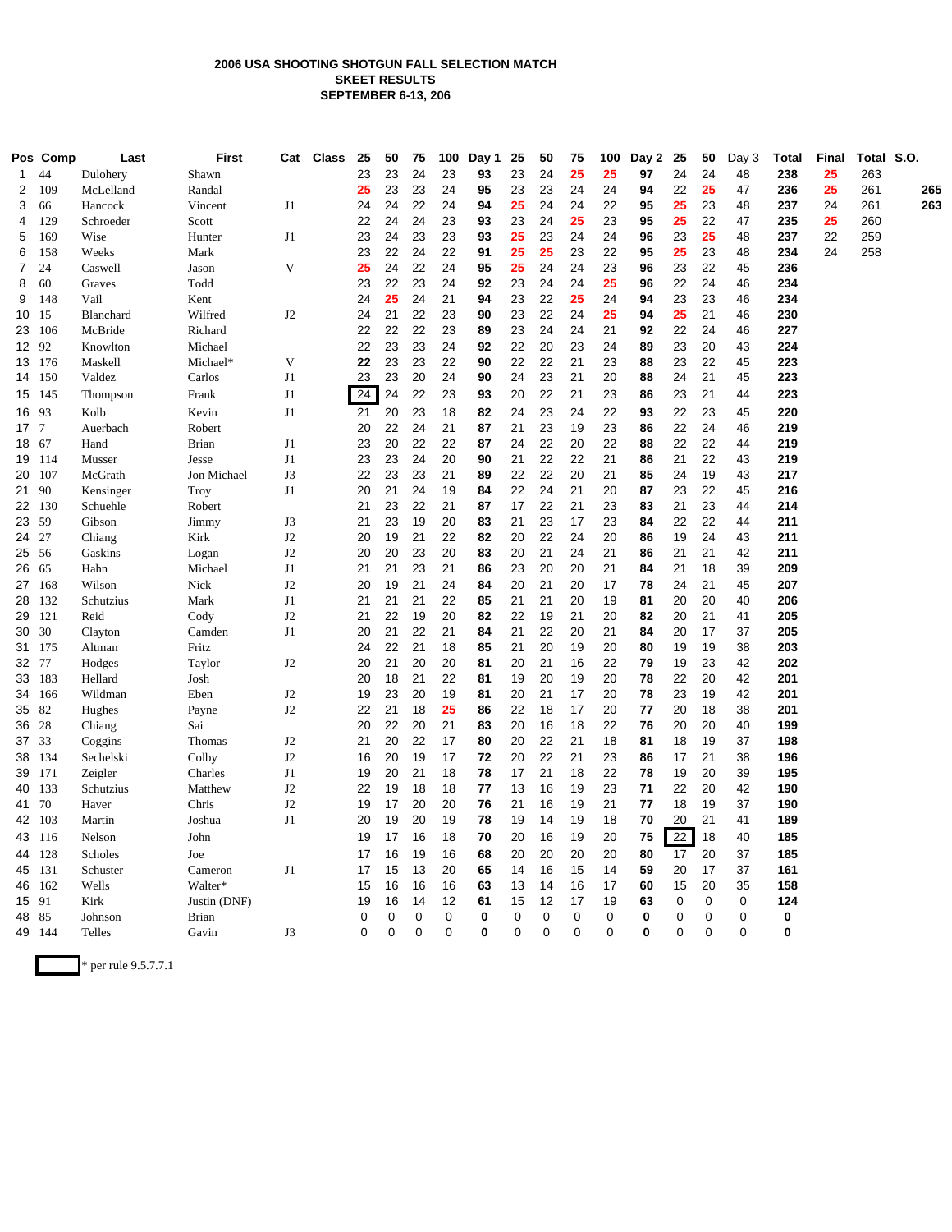**2006 USA SHOOTING SHOTGUN FALL SELECTION MATCH**
**SKEET RESULTS**
**SEPTEMBER 6-13, 206**

| Pos | Comp | Last | First | Cat | Class | 25 | 50 | 75 | 100 | Day 1 | 25 | 50 | 75 | 100 | Day 2 | 25 | 50 | Day 3 | Total | Final | Total | S.O. |
|---|---|---|---|---|---|---|---|---|---|---|---|---|---|---|---|---|---|---|---|---|---|---|
| 1 | 44 | Dulohery | Shawn | | | 23 | 23 | 24 | 23 | 93 | 23 | 24 | 25 | 25 | 97 | 24 | 24 | 48 | 238 | 25 | 263 | |
| 2 | 109 | McLelland | Randal | | | 25 | 23 | 23 | 24 | 95 | 23 | 23 | 24 | 24 | 94 | 22 | 25 | 47 | 236 | 25 | 261 | 265 |
| 3 | 66 | Hancock | Vincent | J1 | | 24 | 24 | 22 | 24 | 94 | 25 | 24 | 24 | 22 | 95 | 25 | 23 | 48 | 237 | 24 | 261 | 263 |
| 4 | 129 | Schroeder | Scott | | | 22 | 24 | 24 | 23 | 93 | 23 | 24 | 25 | 23 | 95 | 25 | 22 | 47 | 235 | 25 | 260 | |
| 5 | 169 | Wise | Hunter | J1 | | 23 | 24 | 23 | 23 | 93 | 25 | 23 | 24 | 24 | 96 | 23 | 25 | 48 | 237 | 22 | 259 | |
| 6 | 158 | Weeks | Mark | | | 23 | 22 | 24 | 22 | 91 | 25 | 25 | 23 | 22 | 95 | 25 | 23 | 48 | 234 | 24 | 258 | |
| 7 | 24 | Caswell | Jason | V | | 25 | 24 | 22 | 24 | 95 | 25 | 24 | 24 | 23 | 96 | 23 | 22 | 45 | 236 | | | |
| 8 | 60 | Graves | Todd | | | 23 | 22 | 23 | 24 | 92 | 23 | 24 | 24 | 25 | 96 | 22 | 24 | 46 | 234 | | | |
| 9 | 148 | Vail | Kent | | | 24 | 25 | 24 | 21 | 94 | 23 | 22 | 25 | 24 | 94 | 23 | 23 | 46 | 234 | | | |
| 10 | 15 | Blanchard | Wilfred | J2 | | 24 | 21 | 22 | 23 | 90 | 23 | 22 | 24 | 25 | 94 | 25 | 21 | 46 | 230 | | | |
| 23 | 106 | McBride | Richard | | | 22 | 22 | 22 | 23 | 89 | 23 | 24 | 24 | 21 | 92 | 22 | 24 | 46 | 227 | | | |
| 12 | 92 | Knowlton | Michael | | | 22 | 23 | 23 | 24 | 92 | 22 | 20 | 23 | 24 | 89 | 23 | 20 | 43 | 224 | | | |
| 13 | 176 | Maskell | Michael* | V | | 22 | 23 | 23 | 22 | 90 | 22 | 22 | 21 | 23 | 88 | 23 | 22 | 45 | 223 | | | |
| 14 | 150 | Valdez | Carlos | J1 | | 23 | 23 | 20 | 24 | 90 | 24 | 23 | 21 | 20 | 88 | 24 | 21 | 45 | 223 | | | |
| 15 | 145 | Thompson | Frank | J1 | | 24 | 24 | 22 | 23 | 93 | 20 | 22 | 21 | 23 | 86 | 23 | 21 | 44 | 223 | | | |
| 16 | 93 | Kolb | Kevin | J1 | | 21 | 20 | 23 | 18 | 82 | 24 | 23 | 24 | 22 | 93 | 22 | 23 | 45 | 220 | | | |
| 17 | 7 | Auerbach | Robert | | | 20 | 22 | 24 | 21 | 87 | 21 | 23 | 19 | 23 | 86 | 22 | 24 | 46 | 219 | | | |
| 18 | 67 | Hand | Brian | J1 | | 23 | 20 | 22 | 22 | 87 | 24 | 22 | 20 | 22 | 88 | 22 | 22 | 44 | 219 | | | |
| 19 | 114 | Musser | Jesse | J1 | | 23 | 23 | 24 | 20 | 90 | 21 | 22 | 22 | 21 | 86 | 21 | 22 | 43 | 219 | | | |
| 20 | 107 | McGrath | Jon Michael | J3 | | 22 | 23 | 23 | 21 | 89 | 22 | 22 | 20 | 21 | 85 | 24 | 19 | 43 | 217 | | | |
| 21 | 90 | Kensinger | Troy | J1 | | 20 | 21 | 24 | 19 | 84 | 22 | 24 | 21 | 20 | 87 | 23 | 22 | 45 | 216 | | | |
| 22 | 130 | Schuehle | Robert | | | 21 | 23 | 22 | 21 | 87 | 17 | 22 | 21 | 23 | 83 | 21 | 23 | 44 | 214 | | | |
| 23 | 59 | Gibson | Jimmy | J3 | | 21 | 23 | 19 | 20 | 83 | 21 | 23 | 17 | 23 | 84 | 22 | 22 | 44 | 211 | | | |
| 24 | 27 | Chiang | Kirk | J2 | | 20 | 19 | 21 | 22 | 82 | 20 | 22 | 24 | 20 | 86 | 19 | 24 | 43 | 211 | | | |
| 25 | 56 | Gaskins | Logan | J2 | | 20 | 20 | 23 | 20 | 83 | 20 | 21 | 24 | 21 | 86 | 21 | 21 | 42 | 211 | | | |
| 26 | 65 | Hahn | Michael | J1 | | 21 | 21 | 23 | 21 | 86 | 23 | 20 | 20 | 21 | 84 | 21 | 18 | 39 | 209 | | | |
| 27 | 168 | Wilson | Nick | J2 | | 20 | 19 | 21 | 24 | 84 | 20 | 21 | 20 | 17 | 78 | 24 | 21 | 45 | 207 | | | |
| 28 | 132 | Schutzius | Mark | J1 | | 21 | 21 | 21 | 22 | 85 | 21 | 21 | 20 | 19 | 81 | 20 | 20 | 40 | 206 | | | |
| 29 | 121 | Reid | Cody | J2 | | 21 | 22 | 19 | 20 | 82 | 22 | 19 | 21 | 20 | 82 | 20 | 21 | 41 | 205 | | | |
| 30 | 30 | Clayton | Camden | J1 | | 20 | 21 | 22 | 21 | 84 | 21 | 22 | 20 | 21 | 84 | 20 | 17 | 37 | 205 | | | |
| 31 | 175 | Altman | Fritz | | | 24 | 22 | 21 | 18 | 85 | 21 | 20 | 19 | 20 | 80 | 19 | 19 | 38 | 203 | | | |
| 32 | 77 | Hodges | Taylor | J2 | | 20 | 21 | 20 | 20 | 81 | 20 | 21 | 16 | 22 | 79 | 19 | 23 | 42 | 202 | | | |
| 33 | 183 | Hellard | Josh | | | 20 | 18 | 21 | 22 | 81 | 19 | 20 | 19 | 20 | 78 | 22 | 20 | 42 | 201 | | | |
| 34 | 166 | Wildman | Eben | J2 | | 19 | 23 | 20 | 19 | 81 | 20 | 21 | 17 | 20 | 78 | 23 | 19 | 42 | 201 | | | |
| 35 | 82 | Hughes | Payne | J2 | | 22 | 21 | 18 | 25 | 86 | 22 | 18 | 17 | 20 | 77 | 20 | 18 | 38 | 201 | | | |
| 36 | 28 | Chiang | Sai | | | 20 | 22 | 20 | 21 | 83 | 20 | 16 | 18 | 22 | 76 | 20 | 20 | 40 | 199 | | | |
| 37 | 33 | Coggins | Thomas | J2 | | 21 | 20 | 22 | 17 | 80 | 20 | 22 | 21 | 18 | 81 | 18 | 19 | 37 | 198 | | | |
| 38 | 134 | Sechelski | Colby | J2 | | 16 | 20 | 19 | 17 | 72 | 20 | 22 | 21 | 23 | 86 | 17 | 21 | 38 | 196 | | | |
| 39 | 171 | Zeigler | Charles | J1 | | 19 | 20 | 21 | 18 | 78 | 17 | 21 | 18 | 22 | 78 | 19 | 20 | 39 | 195 | | | |
| 40 | 133 | Schutzius | Matthew | J2 | | 22 | 19 | 18 | 18 | 77 | 13 | 16 | 19 | 23 | 71 | 22 | 20 | 42 | 190 | | | |
| 41 | 70 | Haver | Chris | J2 | | 19 | 17 | 20 | 20 | 76 | 21 | 16 | 19 | 21 | 77 | 18 | 19 | 37 | 190 | | | |
| 42 | 103 | Martin | Joshua | J1 | | 20 | 19 | 20 | 19 | 78 | 19 | 14 | 19 | 18 | 70 | 20 | 21 | 41 | 189 | | | |
| 43 | 116 | Nelson | John | | | 19 | 17 | 16 | 18 | 70 | 20 | 16 | 19 | 20 | 75 | 22 | 18 | 40 | 185 | | | |
| 44 | 128 | Scholes | Joe | | | 17 | 16 | 19 | 16 | 68 | 20 | 20 | 20 | 20 | 80 | 17 | 20 | 37 | 185 | | | |
| 45 | 131 | Schuster | Cameron | J1 | | 17 | 15 | 13 | 20 | 65 | 14 | 16 | 15 | 14 | 59 | 20 | 17 | 37 | 161 | | | |
| 46 | 162 | Wells | Walter* | | | 15 | 16 | 16 | 16 | 63 | 13 | 14 | 16 | 17 | 60 | 15 | 20 | 35 | 158 | | | |
| 15 | 91 | Kirk | Justin (DNF) | | | 19 | 16 | 14 | 12 | 61 | 15 | 12 | 17 | 19 | 63 | 0 | 0 | 0 | 124 | | | |
| 48 | 85 | Johnson | Brian | | | 0 | 0 | 0 | 0 | 0 | 0 | 0 | 0 | 0 | 0 | 0 | 0 | 0 | 0 | | | |
| 49 | 144 | Telles | Gavin | J3 | | 0 | 0 | 0 | 0 | 0 | 0 | 0 | 0 | 0 | 0 | 0 | 0 | 0 | 0 | | | |

[ ] * per rule 9.5.7.7.1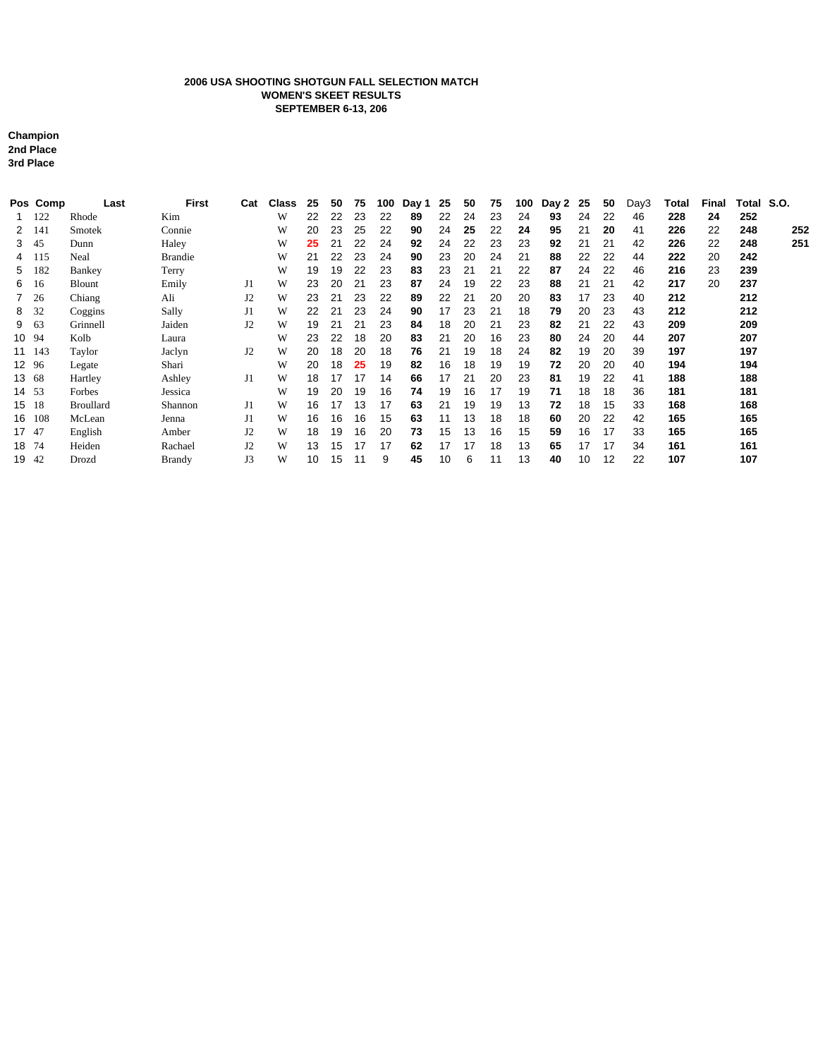**2006 USA SHOOTING SHOTGUN FALL SELECTION MATCH**
**WOMEN'S SKEET RESULTS**
**SEPTEMBER 6-13, 206**

**Champion**
**2nd Place**
**3rd Place**

| Pos | Comp | Last | First | Cat | Class | 25 | 50 | 75 | 100 | Day 1 | 25 | 50 | 75 | 100 | Day 2 | 25 | 50 | Day3 | Total | Final | Total | S.O. |
|---|---|---|---|---|---|---|---|---|---|---|---|---|---|---|---|---|---|---|---|---|---|---|
| 1 | 122 | Rhode | Kim | | W | 22 | 22 | 23 | 22 | **89** | 22 | 24 | 23 | 24 | **93** | 24 | 22 | 46 | **228** | **24** | **252** | |
| 2 | 141 | Smotek | Connie | | W | 20 | 23 | 25 | 22 | **90** | 24 | **25** | 22 | **24** | **95** | 21 | **20** | 41 | **226** | 22 | **248** | **252** |
| 3 | 45 | Dunn | Haley | | W | **25** | 21 | 22 | 24 | **92** | 24 | 22 | 23 | 23 | **92** | 21 | 21 | 42 | **226** | 22 | **248** | **251** |
| 4 | 115 | Neal | Brandie | | W | 21 | 22 | 23 | 24 | **90** | 23 | 20 | 24 | 21 | **88** | 22 | 22 | 44 | **222** | 20 | **242** | |
| 5 | 182 | Bankey | Terry | | W | 19 | 19 | 22 | 23 | **83** | 23 | 21 | 21 | 22 | **87** | 24 | 22 | 46 | **216** | 23 | **239** | |
| 6 | 16 | Blount | Emily | J1 | W | 23 | 20 | 21 | 23 | **87** | 24 | 19 | 22 | 23 | **88** | 21 | 21 | 42 | **217** | 20 | **237** | |
| 7 | 26 | Chiang | Ali | J2 | W | 23 | 21 | 23 | 22 | **89** | 22 | 21 | 20 | 20 | **83** | 17 | 23 | 40 | **212** | | **212** | |
| 8 | 32 | Coggins | Sally | J1 | W | 22 | 21 | 23 | 24 | **90** | 17 | 23 | 21 | 18 | **79** | 20 | 23 | 43 | **212** | | **212** | |
| 9 | 63 | Grinnell | Jaiden | J2 | W | 19 | 21 | 21 | 23 | **84** | 18 | 20 | 21 | 23 | **82** | 21 | 22 | 43 | **209** | | **209** | |
| 10 | 94 | Kolb | Laura | | W | 23 | 22 | 18 | 20 | **83** | 21 | 20 | 16 | 23 | **80** | 24 | 20 | 44 | **207** | | **207** | |
| 11 | 143 | Taylor | Jaclyn | J2 | W | 20 | 18 | 20 | 18 | **76** | 21 | 19 | 18 | 24 | **82** | 19 | 20 | 39 | **197** | | **197** | |
| 12 | 96 | Legate | Shari | | W | 20 | 18 | **25** | 19 | **82** | 16 | 18 | 19 | 19 | **72** | 20 | 20 | 40 | **194** | | **194** | |
| 13 | 68 | Hartley | Ashley | J1 | W | 18 | 17 | 17 | 14 | **66** | 17 | 21 | 20 | 23 | **81** | 19 | 22 | 41 | **188** | | **188** | |
| 14 | 53 | Forbes | Jessica | | W | 19 | 20 | 19 | 16 | **74** | 19 | 16 | 17 | 19 | **71** | 18 | 18 | 36 | **181** | | **181** | |
| 15 | 18 | Broullard | Shannon | J1 | W | 16 | 17 | 13 | 17 | **63** | 21 | 19 | 19 | 13 | **72** | 18 | 15 | 33 | **168** | | **168** | |
| 16 | 108 | McLean | Jenna | J1 | W | 16 | 16 | 16 | 15 | **63** | 11 | 13 | 18 | 18 | **60** | 20 | 22 | 42 | **165** | | **165** | |
| 17 | 47 | English | Amber | J2 | W | 18 | 19 | 16 | 20 | **73** | 15 | 13 | 16 | 15 | **59** | 16 | 17 | 33 | **165** | | **165** | |
| 18 | 74 | Heiden | Rachael | J2 | W | 13 | 15 | 17 | 17 | **62** | 17 | 17 | 18 | 13 | **65** | 17 | 17 | 34 | **161** | | **161** | |
| 19 | 42 | Drozd | Brandy | J3 | W | 10 | 15 | 11 | 9 | **45** | 10 | 6 | 11 | 13 | **40** | 10 | 12 | 22 | **107** | | **107** | |